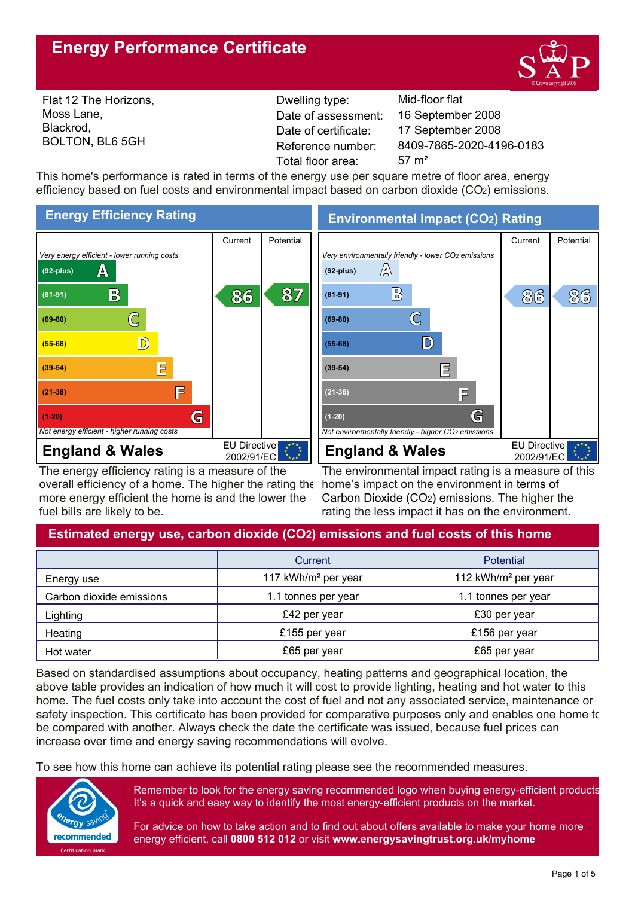# Energy Performance Certificate

Flat 12 The Horizons,
Moss Lane,
Blackrod,
BOLTON, BL6 5GH

| | |
|---|---|
| Dwelling type: | Mid-floor flat |
| Date of assessment: | 16 September 2008 |
| Date of certificate: | 17 September 2008 |
| Reference number: | 8409-7865-2020-4196-0183 |
| Total floor area: | 57 m² |

This home's performance is rated in terms of the energy use per square metre of floor area, energy efficiency based on fuel costs and environmental impact based on carbon dioxide ($CO_2$) emissions.

## Energy Efficiency Rating

| | Current | Potential |
|---|---|---|
| *Very energy efficient - lower running costs* | | |
| (92-plus) A | | |
| (81-91) B | 86 | 87 |
| (69-80) C | | |
| (55-68) D | | |
| (39-54) E | | |
| (21-38) F | | |
| (1-20) G | | |
| *Not energy efficient - higher running costs* | | |

**England & Wales** — EU Directive 2002/91/EC

The energy efficiency rating is a measure of the overall efficiency of a home. The higher the rating the more energy efficient the home is and the lower the fuel bills are likely to be.

## Environmental Impact ($CO_2$) Rating

| | Current | Potential |
|---|---|---|
| *Very environmentally friendly - lower $CO_2$ emissions* | | |
| (92-plus) A | | |
| (81-91) B | 86 | 86 |
| (69-80) C | | |
| (55-68) D | | |
| (39-54) E | | |
| (21-38) F | | |
| (1-20) G | | |
| *Not environmentally friendly - higher $CO_2$ emissions* | | |

**England & Wales** — EU Directive 2002/91/EC

The environmental impact rating is a measure of this home's impact on the environment in terms of Carbon Dioxide ($CO_2$) emissions. The higher the rating the less impact it has on the environment.

## Estimated energy use, carbon dioxide ($CO_2$) emissions and fuel costs of this home

| | Current | Potential |
|---|---|---|
| Energy use | 117 kWh/m² per year | 112 kWh/m² per year |
| Carbon dioxide emissions | 1.1 tonnes per year | 1.1 tonnes per year |
| Lighting | £42 per year | £30 per year |
| Heating | £155 per year | £156 per year |
| Hot water | £65 per year | £65 per year |

Based on standardised assumptions about occupancy, heating patterns and geographical location, the above table provides an indication of how much it will cost to provide lighting, heating and hot water to this home. The fuel costs only take into account the cost of fuel and not any associated service, maintenance or safety inspection. This certificate has been provided for comparative purposes only and enables one home to be compared with another. Always check the date the certificate was issued, because fuel prices can increase over time and energy saving recommendations will evolve.

To see how this home can achieve its potential rating please see the recommended measures.

energy saving recommended — Certification mark

Remember to look for the energy saving recommended logo when buying energy-efficient products. It's a quick and easy way to identify the most energy-efficient products on the market.

For advice on how to take action and to find out about offers available to make your home more energy efficient, call **0800 512 012** or visit **www.energysavingtrust.org.uk/myhome**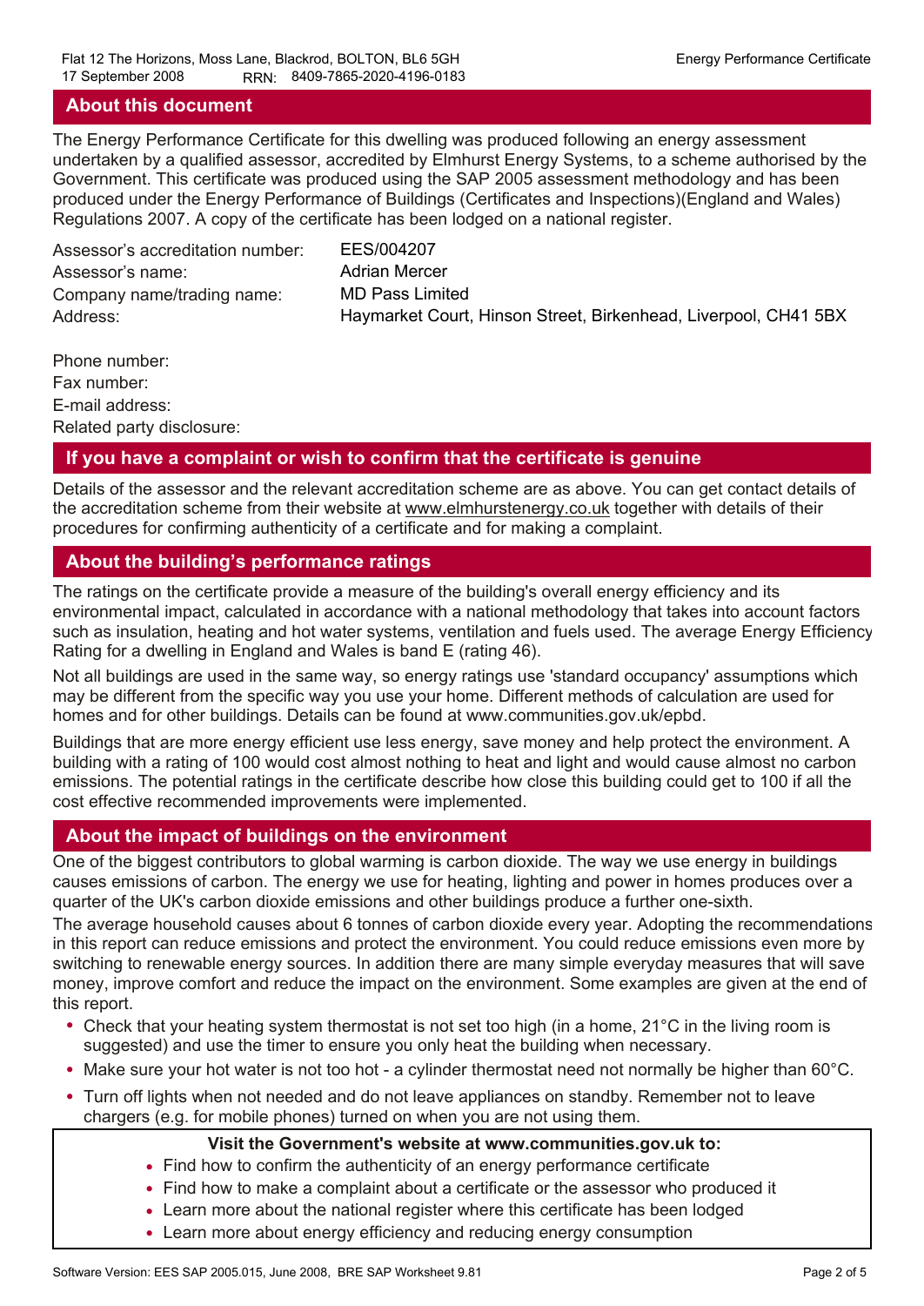## About this document

The Energy Performance Certificate for this dwelling was produced following an energy assessment undertaken by a qualified assessor, accredited by Elmhurst Energy Systems, to a scheme authorised by the Government. This certificate was produced using the SAP 2005 assessment methodology and has been produced under the Energy Performance of Buildings (Certificates and Inspections)(England and Wales) Regulations 2007. A copy of the certificate has been lodged on a national register.

| | |
|---|---|
| Assessor's accreditation number: | EES/004207 |
| Assessor's name: | Adrian Mercer |
| Company name/trading name: | MD Pass Limited |
| Address: | Haymarket Court, Hinson Street, Birkenhead, Liverpool, CH41 5BX |
| Phone number: | |
| Fax number: | |
| E-mail address: | |
| Related party disclosure: | |

## If you have a complaint or wish to confirm that the certificate is genuine

Details of the assessor and the relevant accreditation scheme are as above. You can get contact details of the accreditation scheme from their website at www.elmhurstenergy.co.uk together with details of their procedures for confirming authenticity of a certificate and for making a complaint.

## About the building's performance ratings

The ratings on the certificate provide a measure of the building's overall energy efficiency and its environmental impact, calculated in accordance with a national methodology that takes into account factors such as insulation, heating and hot water systems, ventilation and fuels used. The average Energy Efficiency Rating for a dwelling in England and Wales is band E (rating 46).

Not all buildings are used in the same way, so energy ratings use 'standard occupancy' assumptions which may be different from the specific way you use your home. Different methods of calculation are used for homes and for other buildings. Details can be found at www.communities.gov.uk/epbd.

Buildings that are more energy efficient use less energy, save money and help protect the environment. A building with a rating of 100 would cost almost nothing to heat and light and would cause almost no carbon emissions. The potential ratings in the certificate describe how close this building could get to 100 if all the cost effective recommended improvements were implemented.

## About the impact of buildings on the environment

One of the biggest contributors to global warming is carbon dioxide. The way we use energy in buildings causes emissions of carbon. The energy we use for heating, lighting and power in homes produces over a quarter of the UK's carbon dioxide emissions and other buildings produce a further one-sixth.

The average household causes about 6 tonnes of carbon dioxide every year. Adopting the recommendations in this report can reduce emissions and protect the environment. You could reduce emissions even more by switching to renewable energy sources. In addition there are many simple everyday measures that will save money, improve comfort and reduce the impact on the environment. Some examples are given at the end of this report.

- Check that your heating system thermostat is not set too high (in a home, 21°C in the living room is suggested) and use the timer to ensure you only heat the building when necessary.
- Make sure your hot water is not too hot - a cylinder thermostat need not normally be higher than 60°C.
- Turn off lights when not needed and do not leave appliances on standby. Remember not to leave chargers (e.g. for mobile phones) turned on when you are not using them.

**Visit the Government's website at www.communities.gov.uk to:**

- Find how to confirm the authenticity of an energy performance certificate
- Find how to make a complaint about a certificate or the assessor who produced it
- Learn more about the national register where this certificate has been lodged
- Learn more about energy efficiency and reducing energy consumption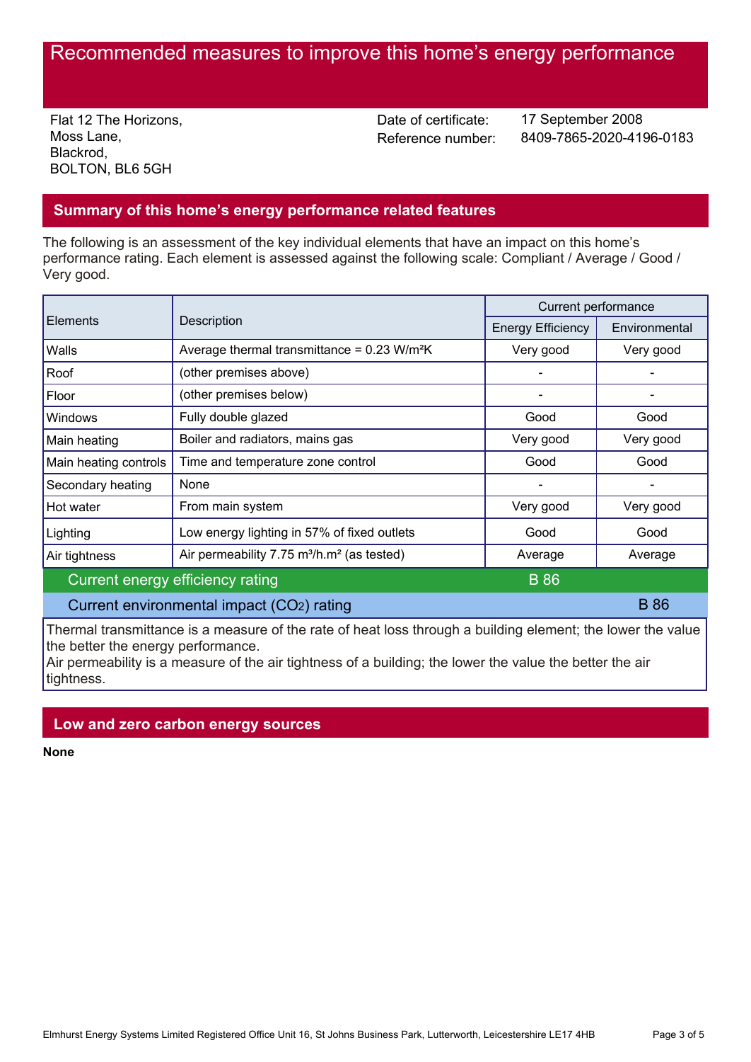# Recommended measures to improve this home's energy performance

Flat 12 The Horizons,
Moss Lane,
Blackrod,
BOLTON, BL6 5GH

Date of certificate: 17 September 2008
Reference number: 8409-7865-2020-4196-0183

## Summary of this home's energy performance related features

The following is an assessment of the key individual elements that have an impact on this home's performance rating. Each element is assessed against the following scale: Compliant / Average / Good / Very good.

| Elements | Description | Current performance | |
|---|---|---|---|
| | | Energy Efficiency | Environmental |
| Walls | Average thermal transmittance = 0.23 W/m²K | Very good | Very good |
| Roof | (other premises above) | - | - |
| Floor | (other premises below) | - | - |
| Windows | Fully double glazed | Good | Good |
| Main heating | Boiler and radiators, mains gas | Very good | Very good |
| Main heating controls | Time and temperature zone control | Good | Good |
| Secondary heating | None | - | - |
| Hot water | From main system | Very good | Very good |
| Lighting | Low energy lighting in 57% of fixed outlets | Good | Good |
| Air tightness | Air permeability 7.75 m³/h.m² (as tested) | Average | Average |
| Current energy efficiency rating | | B 86 | |
| Current environmental impact ($CO_2$) rating | | | B 86 |

Thermal transmittance is a measure of the rate of heat loss through a building element; the lower the value the better the energy performance.
Air permeability is a measure of the air tightness of a building; the lower the value the better the air tightness.

## Low and zero carbon energy sources

**None**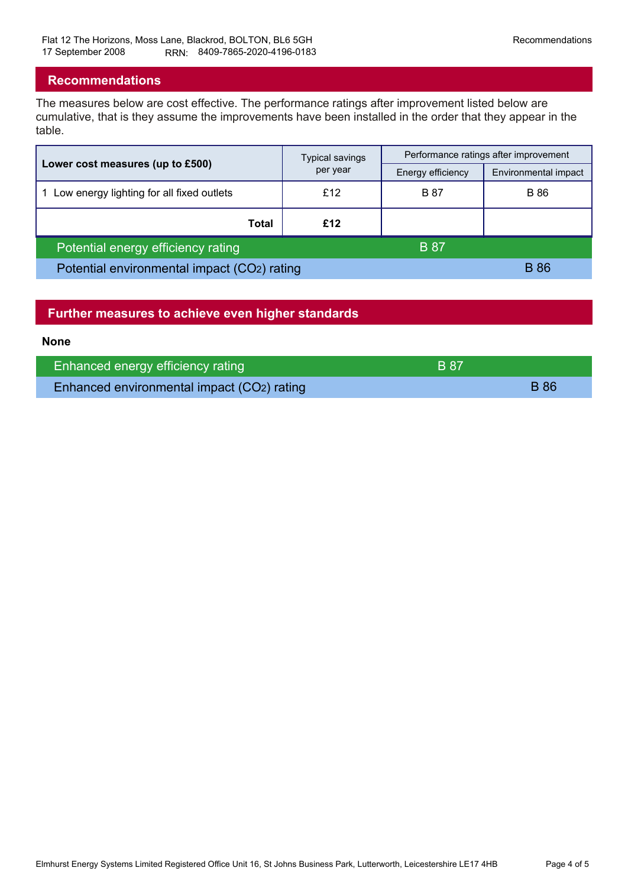## Recommendations

The measures below are cost effective. The performance ratings after improvement listed below are cumulative, that is they assume the improvements have been installed in the order that they appear in the table.

| Lower cost measures (up to £500) | Typical savings per year | Performance ratings after improvement | |
|---|---|---|---|
| | | Energy efficiency | Environmental impact |
| 1 Low energy lighting for all fixed outlets | £12 | B 87 | B 86 |
| **Total** | **£12** | | |
| Potential energy efficiency rating | | B 87 | |
| Potential environmental impact ($CO_2$) rating | | | B 86 |

## Further measures to achieve even higher standards

**None**

| | | |
|---|---|---|
| Enhanced energy efficiency rating | B 87 | |
| Enhanced environmental impact ($CO_2$) rating | | B 86 |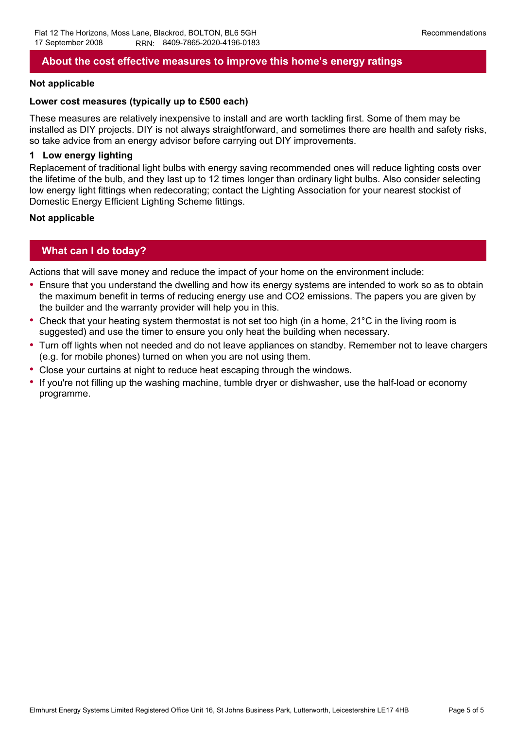## About the cost effective measures to improve this home's energy ratings

**Not applicable**

**Lower cost measures (typically up to £500 each)**

These measures are relatively inexpensive to install and are worth tackling first. Some of them may be installed as DIY projects. DIY is not always straightforward, and sometimes there are health and safety risks, so take advice from an energy advisor before carrying out DIY improvements.

**1 Low energy lighting**

Replacement of traditional light bulbs with energy saving recommended ones will reduce lighting costs over the lifetime of the bulb, and they last up to 12 times longer than ordinary light bulbs. Also consider selecting low energy light fittings when redecorating; contact the Lighting Association for your nearest stockist of Domestic Energy Efficient Lighting Scheme fittings.

**Not applicable**

## What can I do today?

Actions that will save money and reduce the impact of your home on the environment include:

- Ensure that you understand the dwelling and how its energy systems are intended to work so as to obtain the maximum benefit in terms of reducing energy use and $CO_2$ emissions. The papers you are given by the builder and the warranty provider will help you in this.
- Check that your heating system thermostat is not set too high (in a home, 21°C in the living room is suggested) and use the timer to ensure you only heat the building when necessary.
- Turn off lights when not needed and do not leave appliances on standby. Remember not to leave chargers (e.g. for mobile phones) turned on when you are not using them.
- Close your curtains at night to reduce heat escaping through the windows.
- If you're not filling up the washing machine, tumble dryer or dishwasher, use the half-load or economy programme.